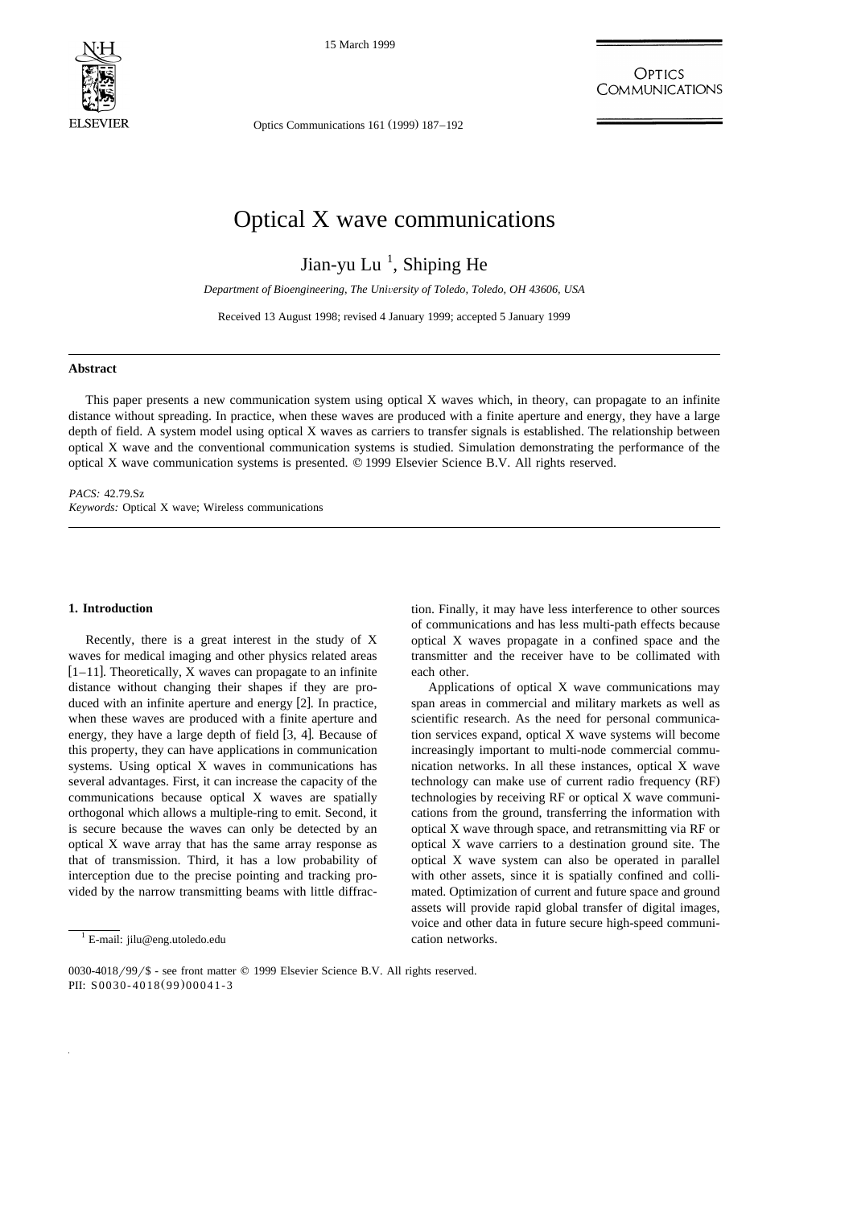# Optical X wave communications

Jian-yu Lu [1], Shiping He

*Department of Bioengineering, The University of Toledo, Toledo, OH 43606, USA*

Received 13 August 1998; revised 4 January 1999; accepted 5 January 1999

## Abstract

This paper presents a new communication system using optical X waves which, in theory, can propagate to an infinite distance without spreading. In practice, when these waves are produced with a finite aperture and energy, they have a large depth of field. A system model using optical X waves as carriers to transfer signals is established. The relationship between optical X wave and the conventional communication systems is studied. Simulation demonstrating the performance of the optical X wave communication systems is presented. © 1999 Elsevier Science B.V. All rights reserved.

*PACS:* 42.79.Sz
*Keywords:* Optical X wave; Wireless communications

## 1. Introduction

Recently, there is a great interest in the study of X waves for medical imaging and other physics related areas [1–11]. Theoretically, X waves can propagate to an infinite distance without changing their shapes if they are produced with an infinite aperture and energy [2]. In practice, when these waves are produced with a finite aperture and energy, they have a large depth of field [3, 4]. Because of this property, they can have applications in communication systems. Using optical X waves in communications has several advantages. First, it can increase the capacity of the communications because optical X waves are spatially orthogonal which allows a multiple-ring to emit. Second, it is secure because the waves can only be detected by an optical X wave array that has the same array response as that of transmission. Third, it has a low probability of interception due to the precise pointing and tracking provided by the narrow transmitting beams with little diffraction. Finally, it may have less interference to other sources of communications and has less multi-path effects because optical X waves propagate in a confined space and the transmitter and the receiver have to be collimated with each other.

Applications of optical X wave communications may span areas in commercial and military markets as well as scientific research. As the need for personal communication services expand, optical X wave systems will become increasingly important to multi-node commercial communication networks. In all these instances, optical X wave technology can make use of current radio frequency (RF) technologies by receiving RF or optical X wave communications from the ground, transferring the information with optical X wave through space, and retransmitting via RF or optical X wave carriers to a destination ground site. The optical X wave system can also be operated in parallel with other assets, since it is spatially confined and collimated. Optimization of current and future space and ground assets will provide rapid global transfer of digital images, voice and other data in future secure high-speed communication networks.

[1] E-mail: jilu@eng.utoledo.edu

0030-4018/99/$ - see front matter © 1999 Elsevier Science B.V. All rights reserved.
PII: S0030-4018(99)00041-3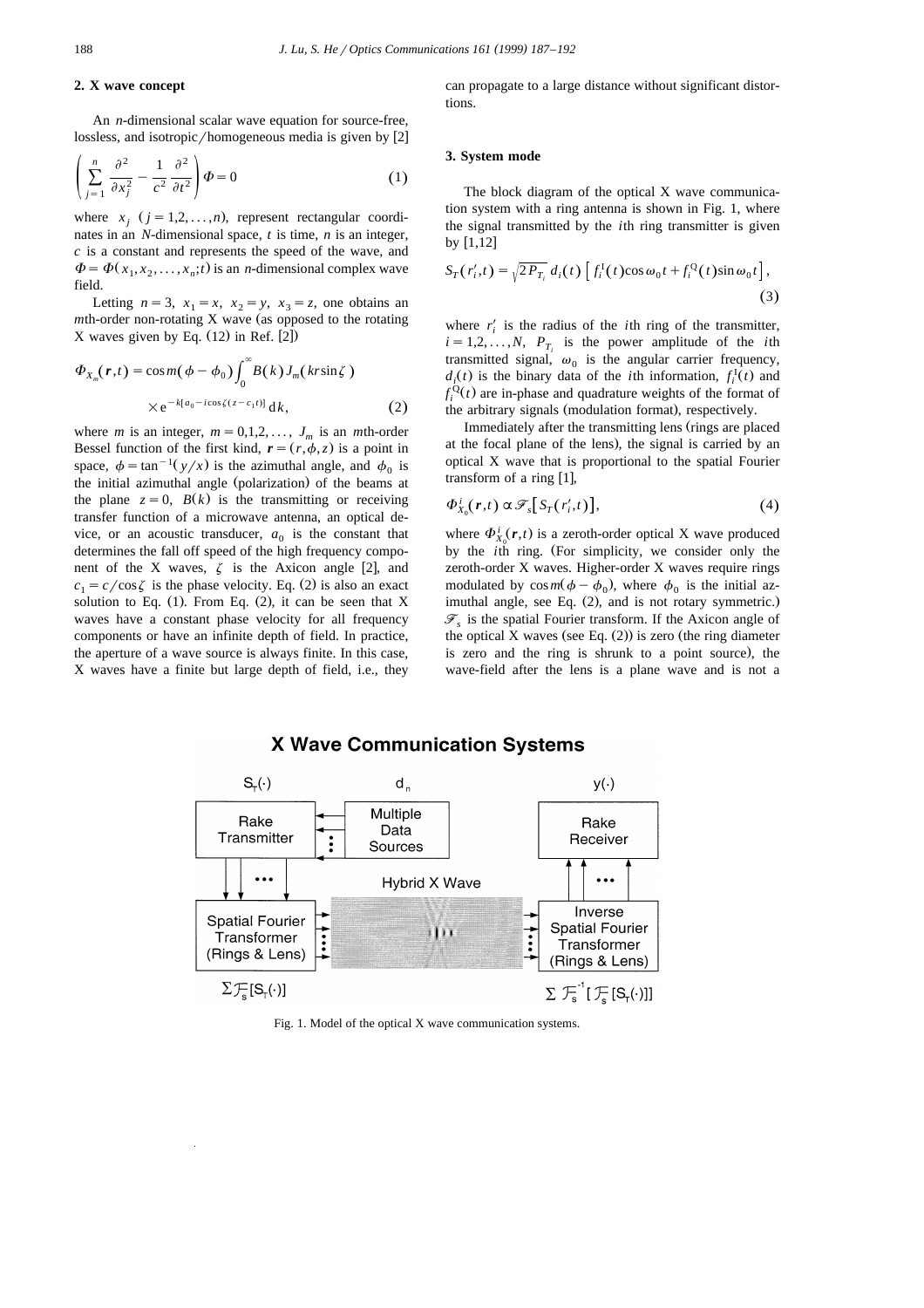## 2. X wave concept

An $n$-dimensional scalar wave equation for source-free, lossless, and isotropic/homogeneous media is given by [2]

$$\left( \sum_{j=1}^{n} \frac{\partial^2}{\partial x_j^2} - \frac{1}{c^2} \frac{\partial^2}{\partial t^2} \right) \Phi = 0 \tag{1}$$

where $x_j$ $(j = 1,2,\ldots,n)$, represent rectangular coordinates in an $N$-dimensional space, $t$ is time, $n$ is an integer, $c$ is a constant and represents the speed of the wave, and $\Phi = \Phi(x_1, x_2, \ldots, x_n; t)$ is an $n$-dimensional complex wave field.

Letting $n = 3$, $x_1 = x$, $x_2 = y$, $x_3 = z$, one obtains an $m$th-order non-rotating X wave (as opposed to the rotating X waves given by Eq. (12) in Ref. [2])

$$\Phi_{X_m}(\boldsymbol{r},t) = \cos m(\phi - \phi_0) \int_0^{\infty} B(k) J_m(kr \sin\zeta) \times e^{-k[a_0 - i\cos\zeta(z - c_1 t)]} \, dk, \tag{2}$$

where $m$ is an integer, $m = 0,1,2,\ldots$, $J_m$ is an $m$th-order Bessel function of the first kind, $\boldsymbol{r} = (r, \phi, z)$ is a point in space, $\phi = \tan^{-1}(y/x)$ is the azimuthal angle, and $\phi_0$ is the initial azimuthal angle (polarization) of the beams at the plane $z = 0$, $B(k)$ is the transmitting or receiving transfer function of a microwave antenna, an optical device, or an acoustic transducer, $a_0$ is the constant that determines the fall off speed of the high frequency components of the X waves, $\zeta$ is the Axicon angle [2], and $c_1 = c/\cos\zeta$ is the phase velocity. Eq. (2) is also an exact solution to Eq. (1). From Eq. (2), it can be seen that X waves have a constant phase velocity for all frequency components or have an infinite depth of field. In practice, the aperture of a wave source is always finite. In this case, X waves have a finite but large depth of field, i.e., they can propagate to a large distance without significant distortions.

## 3. System mode

The block diagram of the optical X wave communication system with a ring antenna is shown in Fig. 1, where the signal transmitted by the $i$th ring transmitter is given by [1,12]

$$S_T(r_i', t) = \sqrt{2P_{T_i}}\, d_i(t) \left[ f_i^{\mathrm{I}}(t) \cos\omega_0 t + f_i^{\mathrm{Q}}(t) \sin\omega_0 t \right], \tag{3}$$

where $r_i'$ is the radius of the $i$th ring of the transmitter, $i = 1,2,\ldots,N$, $P_{T_i}$ is the power amplitude of the $i$th transmitted signal, $\omega_0$ is the angular carrier frequency, $d_i(t)$ is the binary data of the $i$th information, $f_i^{\mathrm{I}}(t)$ and $f_i^{\mathrm{Q}}(t)$ are in-phase and quadrature weights of the format of the arbitrary signals (modulation format), respectively.

Immediately after the transmitting lens (rings are placed at the focal plane of the lens), the signal is carried by an optical X wave that is proportional to the spatial Fourier transform of a ring [1],

$$\Phi_{X_0}^{i}(\boldsymbol{r},t) \propto \mathscr{F}_s\left[ S_T(r_i', t) \right], \tag{4}$$

where $\Phi_{X_0}^{i}(\boldsymbol{r},t)$ is a zeroth-order optical X wave produced by the $i$th ring. (For simplicity, we consider only the zeroth-order X waves. Higher-order X waves require rings modulated by $\cos m(\phi - \phi_0)$, where $\phi_0$ is the initial azimuthal angle, see Eq. (2), and is not rotary symmetric.) $\mathscr{F}_s$ is the spatial Fourier transform. If the Axicon angle of the optical X waves (see Eq. (2)) is zero (the ring diameter is zero and the ring is shrunk to a point source), the wave-field after the lens is a plane wave and is not a

Fig. 1. Model of the optical X wave communication systems.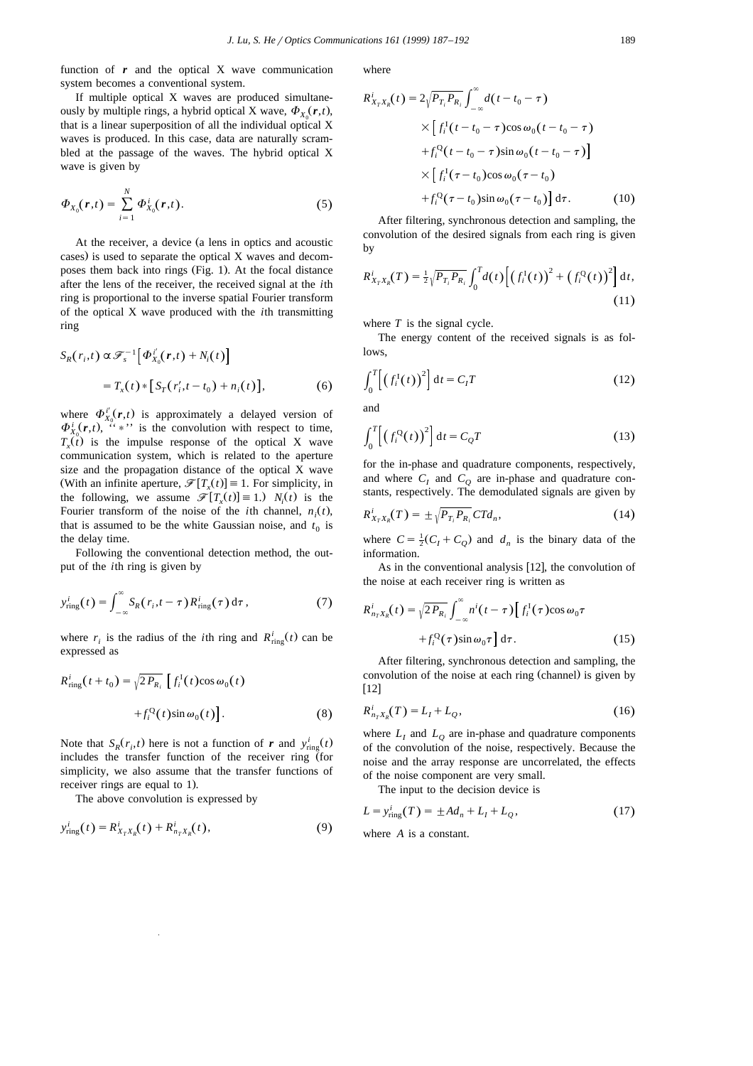function of $\boldsymbol{r}$ and the optical X wave communication system becomes a conventional system.

If multiple optical X waves are produced simultaneously by multiple rings, a hybrid optical X wave, $\Phi_{X_0}(\boldsymbol{r},t)$, that is a linear superposition of all the individual optical X waves is produced. In this case, data are naturally scrambled at the passage of the waves. The hybrid optical X wave is given by

$$\Phi_{X_0}(\boldsymbol{r},t) = \sum_{i=1}^{N} \Phi_{X_0}^{i}(\boldsymbol{r},t). \tag{5}$$

At the receiver, a device (a lens in optics and acoustic cases) is used to separate the optical X waves and decomposes them back into rings (Fig. 1). At the focal distance after the lens of the receiver, the received signal at the $i$th ring is proportional to the inverse spatial Fourier transform of the optical X wave produced with the $i$th transmitting ring

$$\begin{aligned} S_R(r_i,t) &\propto \mathscr{F}_s^{-1}\left[\Phi_{X_0}^{i'}(\boldsymbol{r},t) + N_i(t)\right] \\ &= T_x(t) * \left[S_T(r_i',t-t_0) + n_i(t)\right], \end{aligned} \tag{6}$$

where $\Phi_{X_0}^{i'}(\boldsymbol{r},t)$ is approximately a delayed version of $\Phi_{X_0}^{i}(\boldsymbol{r},t)$, "$*$" is the convolution with respect to time, $T_x(t)$ is the impulse response of the optical X wave communication system, which is related to the aperture size and the propagation distance of the optical X wave (With an infinite aperture, $\mathscr{F}[T_x(t)] \equiv 1$. For simplicity, in the following, we assume $\mathscr{F}[T_x(t)] \equiv 1$.) $N_i(t)$ is the Fourier transform of the noise of the $i$th channel, $n_i(t)$, that is assumed to be the white Gaussian noise, and $t_0$ is the delay time.

Following the conventional detection method, the output of the $i$th ring is given by

$$y_{\text{ring}}^{i}(t) = \int_{-\infty}^{\infty} S_R(r_i,t-\tau) R_{\text{ring}}^{i}(\tau)\,\mathrm{d}\tau, \tag{7}$$

where $r_i$ is the radius of the $i$th ring and $R_{\text{ring}}^{i}(t)$ can be expressed as

$$\begin{aligned} R_{\text{ring}}^{i}(t+t_0) = \sqrt{2P_{R_i}}\,\big[ & f_i^{\mathrm{I}}(t)\cos\omega_0(t) \\ & + f_i^{\mathrm{Q}}(t)\sin\omega_0(t)\big]. \end{aligned} \tag{8}$$

Note that $S_R(r_i,t)$ here is not a function of $\boldsymbol{r}$ and $y_{\text{ring}}^{i}(t)$ includes the transfer function of the receiver ring (for simplicity, we also assume that the transfer functions of receiver rings are equal to 1).

The above convolution is expressed by

$$y_{\text{ring}}^{i}(t) = R_{X_T X_R}^{i}(t) + R_{n_T X_R}^{i}(t), \tag{9}$$

where

$$\begin{aligned} R_{X_T X_R}^{i}(t) = 2\sqrt{P_{T_i}P_{R_i}} \int_{-\infty}^{\infty} & d(t-t_0-\tau) \\ & \times \big[ f_i^{\mathrm{I}}(t-t_0-\tau)\cos\omega_0(t-t_0-\tau) \\ & + f_i^{\mathrm{Q}}(t-t_0-\tau)\sin\omega_0(t-t_0-\tau)\big] \\ & \times \big[ f_i^{\mathrm{I}}(\tau-t_0)\cos\omega_0(\tau-t_0) \\ & + f_i^{\mathrm{Q}}(\tau-t_0)\sin\omega_0(\tau-t_0)\big]\,\mathrm{d}\tau. \end{aligned} \tag{10}$$

After filtering, synchronous detection and sampling, the convolution of the desired signals from each ring is given by

$$R_{X_T X_R}^{i}(T) = \tfrac{1}{2}\sqrt{P_{T_i}P_{R_i}} \int_0^T d(t)\left[\left(f_i^{\mathrm{I}}(t)\right)^2 + \left(f_i^{\mathrm{Q}}(t)\right)^2\right]\mathrm{d}t, \tag{11}$$

where $T$ is the signal cycle.

The energy content of the received signals is as follows,

$$\int_0^T \left[\left(f_i^{\mathrm{I}}(t)\right)^2\right]\mathrm{d}t = C_I T \tag{12}$$

and

$$\int_0^T \left[\left(f_i^{\mathrm{Q}}(t)\right)^2\right]\mathrm{d}t = C_Q T \tag{13}$$

for the in-phase and quadrature components, respectively, and where $C_I$ and $C_Q$ are in-phase and quadrature constants, respectively. The demodulated signals are given by

$$R_{X_T X_R}^{i}(T) = \pm\sqrt{P_{T_i}P_{R_i}}\,CTd_n, \tag{14}$$

where $C = \frac{1}{2}(C_I + C_Q)$ and $d_n$ is the binary data of the information.

As in the conventional analysis [12], the convolution of the noise at each receiver ring is written as

$$\begin{aligned} R_{n_T X_R}^{i}(t) = \sqrt{2P_{R_i}} \int_{-\infty}^{\infty} n^i(t-\tau)\big[ & f_i^{\mathrm{I}}(\tau)\cos\omega_0\tau \\ & + f_i^{\mathrm{Q}}(\tau)\sin\omega_0\tau\big]\,\mathrm{d}\tau. \end{aligned} \tag{15}$$

After filtering, synchronous detection and sampling, the convolution of the noise at each ring (channel) is given by [12]

$$R_{n_T X_R}^{i}(T) = L_I + L_Q, \tag{16}$$

where $L_I$ and $L_Q$ are in-phase and quadrature components of the convolution of the noise, respectively. Because the noise and the array response are uncorrelated, the effects of the noise component are very small.

The input to the decision device is

$$L = y_{\text{ring}}^{i}(T) = \pm Ad_n + L_I + L_Q, \tag{17}$$

where $A$ is a constant.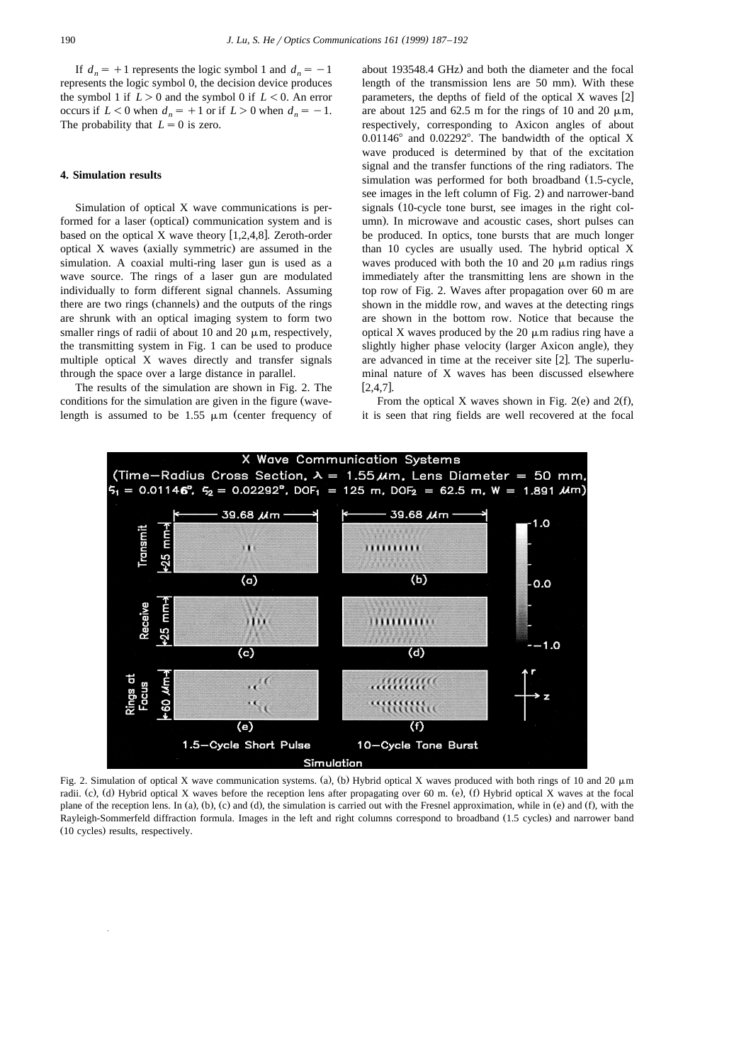If $d_n = +1$ represents the logic symbol 1 and $d_n = -1$ represents the logic symbol 0, the decision device produces the symbol 1 if $L > 0$ and the symbol 0 if $L < 0$. An error occurs if $L < 0$ when $d_n = +1$ or if $L > 0$ when $d_n = -1$. The probability that $L = 0$ is zero.

## 4. Simulation results

Simulation of optical X wave communications is performed for a laser (optical) communication system and is based on the optical X wave theory [1,2,4,8]. Zeroth-order optical X waves (axially symmetric) are assumed in the simulation. A coaxial multi-ring laser gun is used as a wave source. The rings of a laser gun are modulated individually to form different signal channels. Assuming there are two rings (channels) and the outputs of the rings are shrunk with an optical imaging system to form two smaller rings of radii of about 10 and 20 μm, respectively, the transmitting system in Fig. 1 can be used to produce multiple optical X waves directly and transfer signals through the space over a large distance in parallel.

The results of the simulation are shown in Fig. 2. The conditions for the simulation are given in the figure (wavelength is assumed to be 1.55 μm (center frequency of about 193548.4 GHz) and both the diameter and the focal length of the transmission lens are 50 mm). With these parameters, the depths of field of the optical X waves [2] are about 125 and 62.5 m for the rings of 10 and 20 μm, respectively, corresponding to Axicon angles of about 0.01146° and 0.02292°. The bandwidth of the optical X wave produced is determined by that of the excitation signal and the transfer functions of the ring radiators. The simulation was performed for both broadband (1.5-cycle, see images in the left column of Fig. 2) and narrower-band signals (10-cycle tone burst, see images in the right column). In microwave and acoustic cases, short pulses can be produced. In optics, tone bursts that are much longer than 10 cycles are usually used. The hybrid optical X waves produced with both the 10 and 20 μm radius rings immediately after the transmitting lens are shown in the top row of Fig. 2. Waves after propagation over 60 m are shown in the middle row, and waves at the detecting rings are shown in the bottom row. Notice that because the optical X waves produced by the 20 μm radius ring have a slightly higher phase velocity (larger Axicon angle), they are advanced in time at the receiver site [2]. The superluminal nature of X waves has been discussed elsewhere [2,4,7].

From the optical X waves shown in Fig. 2(e) and 2(f), it is seen that ring fields are well recovered at the focal

Fig. 2. Simulation of optical X wave communication systems. (a), (b) Hybrid optical X waves produced with both rings of 10 and 20 μm radii. (c), (d) Hybrid optical X waves before the reception lens after propagating over 60 m. (e), (f) Hybrid optical X waves at the focal plane of the reception lens. In (a), (b), (c) and (d), the simulation is carried out with the Fresnel approximation, while in (e) and (f), with the Rayleigh-Sommerfeld diffraction formula. Images in the left and right columns correspond to broadband (1.5 cycles) and narrower band (10 cycles) results, respectively.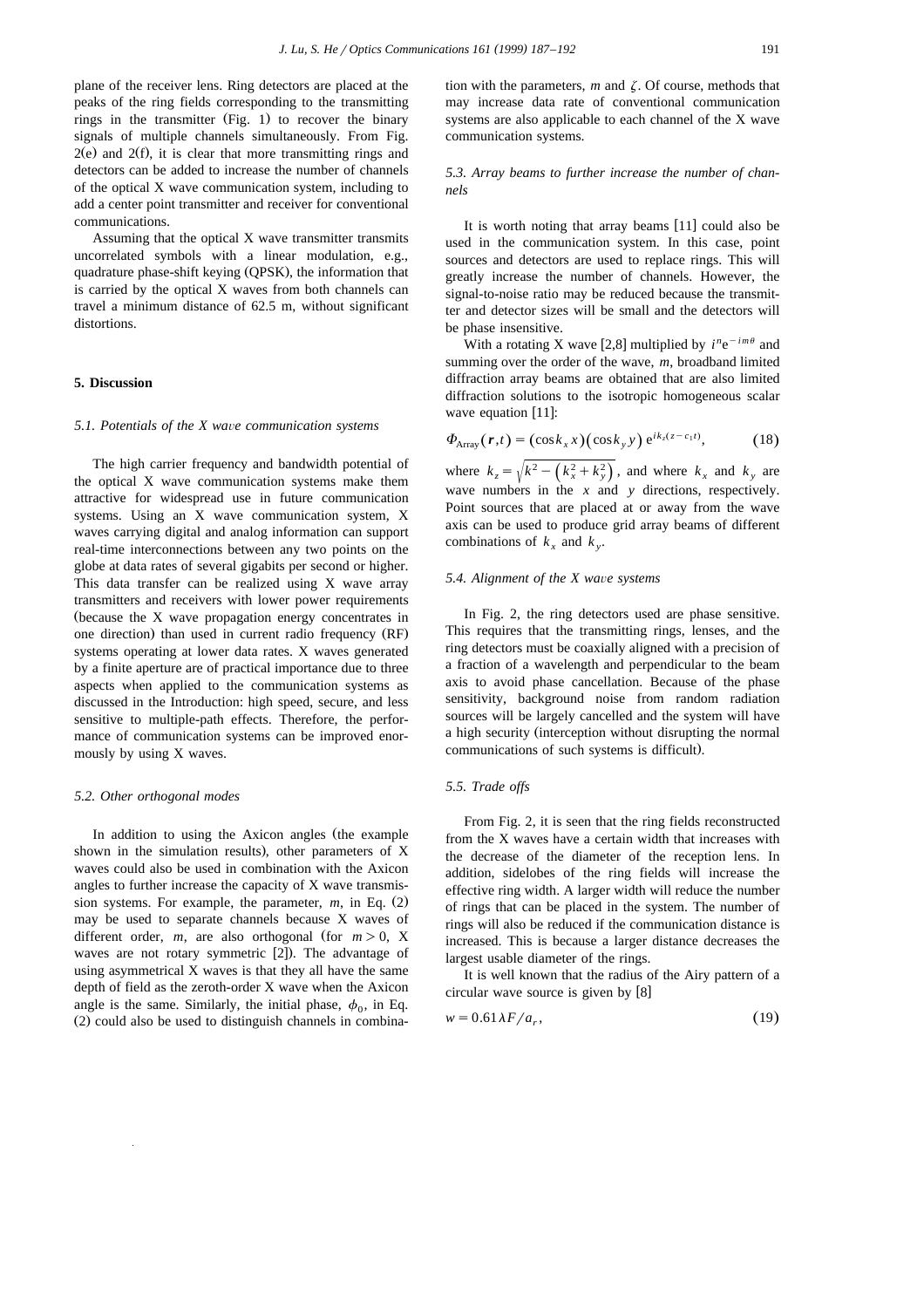plane of the receiver lens. Ring detectors are placed at the peaks of the ring fields corresponding to the transmitting rings in the transmitter (Fig. 1) to recover the binary signals of multiple channels simultaneously. From Fig. 2(e) and 2(f), it is clear that more transmitting rings and detectors can be added to increase the number of channels of the optical X wave communication system, including to add a center point transmitter and receiver for conventional communications.

Assuming that the optical X wave transmitter transmits uncorrelated symbols with a linear modulation, e.g., quadrature phase-shift keying (QPSK), the information that is carried by the optical X waves from both channels can travel a minimum distance of 62.5 m, without significant distortions.

## 5. Discussion

### 5.1. Potentials of the X wave communication systems

The high carrier frequency and bandwidth potential of the optical X wave communication systems make them attractive for widespread use in future communication systems. Using an X wave communication system, X waves carrying digital and analog information can support real-time interconnections between any two points on the globe at data rates of several gigabits per second or higher. This data transfer can be realized using X wave array transmitters and receivers with lower power requirements (because the X wave propagation energy concentrates in one direction) than used in current radio frequency (RF) systems operating at lower data rates. X waves generated by a finite aperture are of practical importance due to three aspects when applied to the communication systems as discussed in the Introduction: high speed, secure, and less sensitive to multiple-path effects. Therefore, the performance of communication systems can be improved enormously by using X waves.

### 5.2. Other orthogonal modes

In addition to using the Axicon angles (the example shown in the simulation results), other parameters of X waves could also be used in combination with the Axicon angles to further increase the capacity of X wave transmission systems. For example, the parameter, $m$, in Eq. (2) may be used to separate channels because X waves of different order, $m$, are also orthogonal (for $m>0$, X waves are not rotary symmetric [2]). The advantage of using asymmetrical X waves is that they all have the same depth of field as the zeroth-order X wave when the Axicon angle is the same. Similarly, the initial phase, $\phi_0$, in Eq. (2) could also be used to distinguish channels in combination with the parameters, $m$ and $\zeta$. Of course, methods that may increase data rate of conventional communication systems are also applicable to each channel of the X wave communication systems.

### 5.3. Array beams to further increase the number of channels

It is worth noting that array beams [11] could also be used in the communication system. In this case, point sources and detectors are used to replace rings. This will greatly increase the number of channels. However, the signal-to-noise ratio may be reduced because the transmitter and detector sizes will be small and the detectors will be phase insensitive.

With a rotating X wave [2,8] multiplied by $i^n e^{-im\theta}$ and summing over the order of the wave, $m$, broadband limited diffraction array beams are obtained that are also limited diffraction solutions to the isotropic homogeneous scalar wave equation [11]:

$$\Phi_{\text{Array}}(\boldsymbol{r},t) = (\cos k_x x)(\cos k_y y)\, e^{ik_z(z-c_1 t)}, \tag{18}$$

where $k_z = \sqrt{k^2 - \left(k_x^2 + k_y^2\right)}$, and where $k_x$ and $k_y$ are wave numbers in the $x$ and $y$ directions, respectively. Point sources that are placed at or away from the wave axis can be used to produce grid array beams of different combinations of $k_x$ and $k_y$.

### 5.4. Alignment of the X wave systems

In Fig. 2, the ring detectors used are phase sensitive. This requires that the transmitting rings, lenses, and the ring detectors must be coaxially aligned with a precision of a fraction of a wavelength and perpendicular to the beam axis to avoid phase cancellation. Because of the phase sensitivity, background noise from random radiation sources will be largely cancelled and the system will have a high security (interception without disrupting the normal communications of such systems is difficult).

### 5.5. Trade offs

From Fig. 2, it is seen that the ring fields reconstructed from the X waves have a certain width that increases with the decrease of the diameter of the reception lens. In addition, sidelobes of the ring fields will increase the effective ring width. A larger width will reduce the number of rings that can be placed in the system. The number of rings will also be reduced if the communication distance is increased. This is because a larger distance decreases the largest usable diameter of the rings.

It is well known that the radius of the Airy pattern of a circular wave source is given by [8]

$$w = 0.61\lambda F / a_r, \tag{19}$$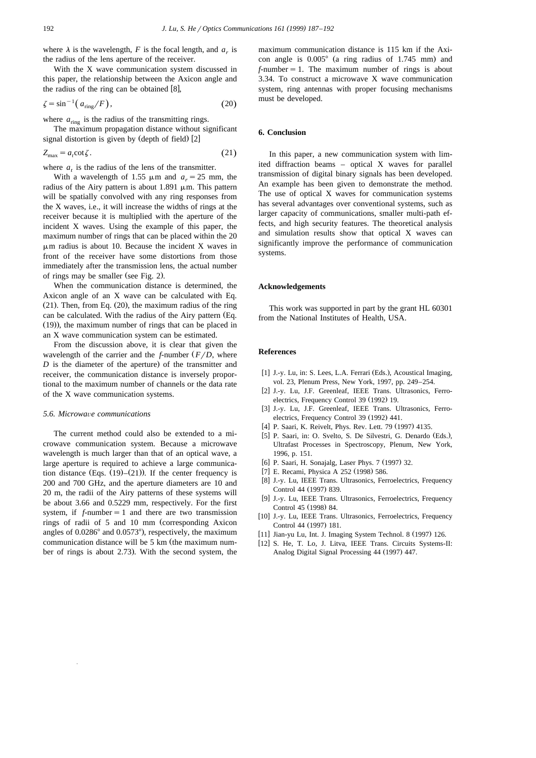where $\lambda$ is the wavelength, $F$ is the focal length, and $a_r$ is the radius of the lens aperture of the receiver.

With the X wave communication system discussed in this paper, the relationship between the Axicon angle and the radius of the ring can be obtained [8],

$$\zeta = \sin^{-1}(a_{\text{ring}}/F), \tag{20}$$

where $a_{\text{ring}}$ is the radius of the transmitting rings.

The maximum propagation distance without significant signal distortion is given by (depth of field) [2]

$$Z_{\max} = a_t \cot \zeta. \tag{21}$$

where $a_t$ is the radius of the lens of the transmitter.

With a wavelength of 1.55 μm and $a_r = 25$ mm, the radius of the Airy pattern is about 1.891 μm. This pattern will be spatially convolved with any ring responses from the X waves, i.e., it will increase the widths of rings at the receiver because it is multiplied with the aperture of the incident X waves. Using the example of this paper, the maximum number of rings that can be placed within the 20 μm radius is about 10. Because the incident X waves in front of the receiver have some distortions from those immediately after the transmission lens, the actual number of rings may be smaller (see Fig. 2).

When the communication distance is determined, the Axicon angle of an X wave can be calculated with Eq. (21). Then, from Eq. (20), the maximum radius of the ring can be calculated. With the radius of the Airy pattern (Eq. (19)), the maximum number of rings that can be placed in an X wave communication system can be estimated.

From the discussion above, it is clear that given the wavelength of the carrier and the *f*-number ($F/D$, where $D$ is the diameter of the aperture) of the transmitter and receiver, the communication distance is inversely proportional to the maximum number of channels or the data rate of the X wave communication systems.

### 5.6. Microwave communications

The current method could also be extended to a microwave communication system. Because a microwave wavelength is much larger than that of an optical wave, a large aperture is required to achieve a large communication distance (Eqs. (19)–(21)). If the center frequency is 200 and 700 GHz, and the aperture diameters are 10 and 20 m, the radii of the Airy patterns of these systems will be about 3.66 and 0.5229 mm, respectively. For the first system, if *f*-number = 1 and there are two transmission rings of radii of 5 and 10 mm (corresponding Axicon angles of 0.0286° and 0.0573°), respectively, the maximum communication distance will be 5 km (the maximum number of rings is about 2.73). With the second system, the maximum communication distance is 115 km if the Axicon angle is 0.005° (a ring radius of 1.745 mm) and *f*-number = 1. The maximum number of rings is about 3.34. To construct a microwave X wave communication system, ring antennas with proper focusing mechanisms must be developed.

## 6. Conclusion

In this paper, a new communication system with limited diffraction beams – optical X waves for parallel transmission of digital binary signals has been developed. An example has been given to demonstrate the method. The use of optical X waves for communication systems has several advantages over conventional systems, such as larger capacity of communications, smaller multi-path effects, and high security features. The theoretical analysis and simulation results show that optical X waves can significantly improve the performance of communication systems.

## Acknowledgements

This work was supported in part by the grant HL 60301 from the National Institutes of Health, USA.

## References

[1] J.-y. Lu, in: S. Lees, L.A. Ferrari (Eds.), Acoustical Imaging, vol. 23, Plenum Press, New York, 1997, pp. 249–254.

[2] J.-y. Lu, J.F. Greenleaf, IEEE Trans. Ultrasonics, Ferroelectrics, Frequency Control 39 (1992) 19.

[3] J.-y. Lu, J.F. Greenleaf, IEEE Trans. Ultrasonics, Ferroelectrics, Frequency Control 39 (1992) 441.

[4] P. Saari, K. Reivelt, Phys. Rev. Lett. 79 (1997) 4135.

[5] P. Saari, in: O. Svelto, S. De Silvestri, G. Denardo (Eds.), Ultrafast Processes in Spectroscopy, Plenum, New York, 1996, p. 151.

[6] P. Saari, H. Sonajalg, Laser Phys. 7 (1997) 32.

[7] E. Recami, Physica A 252 (1998) 586.

[8] J.-y. Lu, IEEE Trans. Ultrasonics, Ferroelectrics, Frequency Control 44 (1997) 839.

[9] J.-y. Lu, IEEE Trans. Ultrasonics, Ferroelectrics, Frequency Control 45 (1998) 84.

[10] J.-y. Lu, IEEE Trans. Ultrasonics, Ferroelectrics, Frequency Control 44 (1997) 181.

[11] Jian-yu Lu, Int. J. Imaging System Technol. 8 (1997) 126.

[12] S. He, T. Lo, J. Litva, IEEE Trans. Circuits Systems-II: Analog Digital Signal Processing 44 (1997) 447.